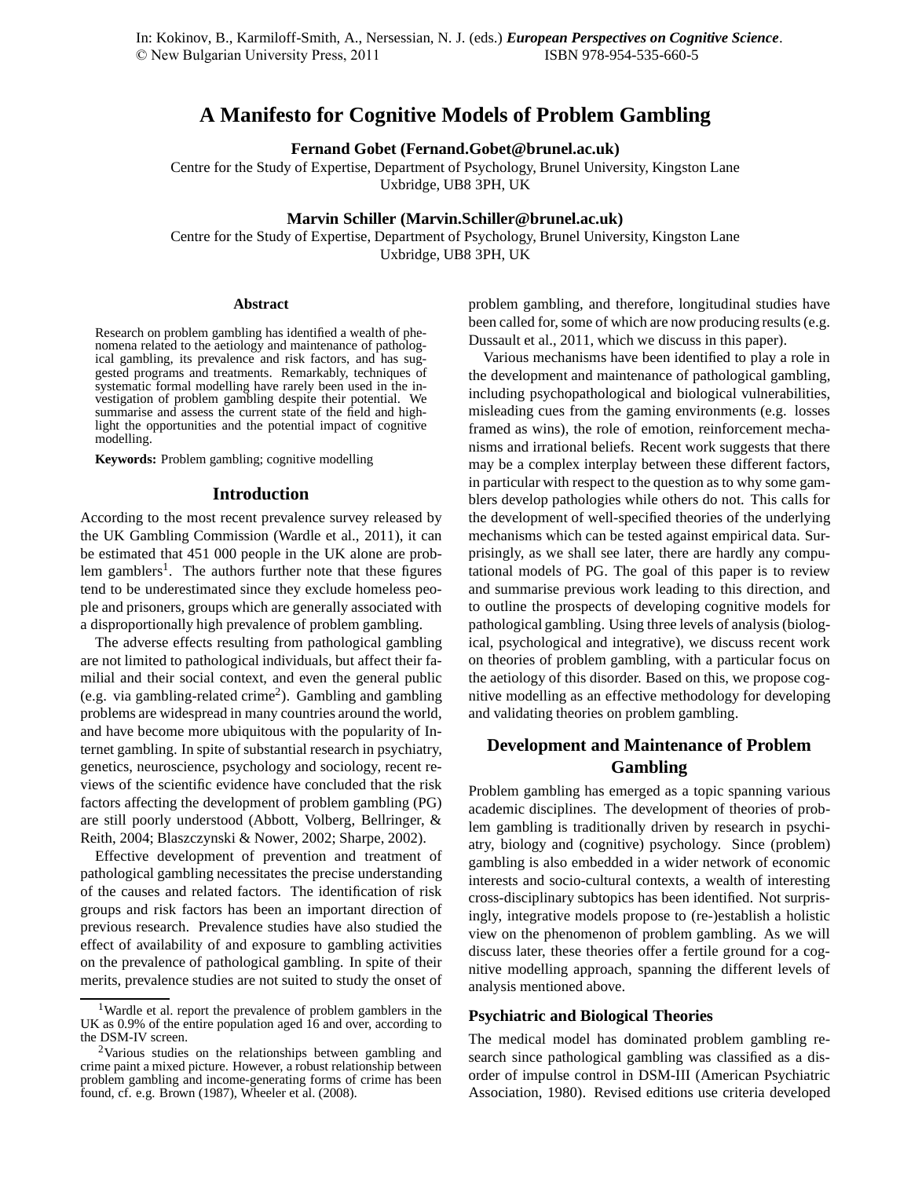In: Kokinov, B., Karmiloff-Smith, A., Nersessian, N. J. (eds.) ***European Perspectives on Cognitive Science***.
© New Bulgarian University Press, 2011 ISBN 978-954-535-660-5

# A Manifesto for Cognitive Models of Problem Gambling

**Fernand Gobet (Fernand.Gobet@brunel.ac.uk)**
Centre for the Study of Expertise, Department of Psychology, Brunel University, Kingston Lane
Uxbridge, UB8 3PH, UK

**Marvin Schiller (Marvin.Schiller@brunel.ac.uk)**
Centre for the Study of Expertise, Department of Psychology, Brunel University, Kingston Lane
Uxbridge, UB8 3PH, UK

### Abstract

Research on problem gambling has identified a wealth of phenomena related to the aetiology and maintenance of pathological gambling, its prevalence and risk factors, and has suggested programs and treatments. Remarkably, techniques of systematic formal modelling have rarely been used in the investigation of problem gambling despite their potential. We summarise and assess the current state of the field and highlight the opportunities and the potential impact of cognitive modelling.

**Keywords:** Problem gambling; cognitive modelling

## Introduction

According to the most recent prevalence survey released by the UK Gambling Commission (Wardle et al., 2011), it can be estimated that 451 000 people in the UK alone are problem gamblers[1]. The authors further note that these figures tend to be underestimated since they exclude homeless people and prisoners, groups which are generally associated with a disproportionally high prevalence of problem gambling.

The adverse effects resulting from pathological gambling are not limited to pathological individuals, but affect their familial and their social context, and even the general public (e.g. via gambling-related crime[2]). Gambling and gambling problems are widespread in many countries around the world, and have become more ubiquitous with the popularity of Internet gambling. In spite of substantial research in psychiatry, genetics, neuroscience, psychology and sociology, recent reviews of the scientific evidence have concluded that the risk factors affecting the development of problem gambling (PG) are still poorly understood (Abbott, Volberg, Bellringer, & Reith, 2004; Blaszczynski & Nower, 2002; Sharpe, 2002).

Effective development of prevention and treatment of pathological gambling necessitates the precise understanding of the causes and related factors. The identification of risk groups and risk factors has been an important direction of previous research. Prevalence studies have also studied the effect of availability of and exposure to gambling activities on the prevalence of pathological gambling. In spite of their merits, prevalence studies are not suited to study the onset of problem gambling, and therefore, longitudinal studies have been called for, some of which are now producing results (e.g. Dussault et al., 2011, which we discuss in this paper).

Various mechanisms have been identified to play a role in the development and maintenance of pathological gambling, including psychopathological and biological vulnerabilities, misleading cues from the gaming environments (e.g. losses framed as wins), the role of emotion, reinforcement mechanisms and irrational beliefs. Recent work suggests that there may be a complex interplay between these different factors, in particular with respect to the question as to why some gamblers develop pathologies while others do not. This calls for the development of well-specified theories of the underlying mechanisms which can be tested against empirical data. Surprisingly, as we shall see later, there are hardly any computational models of PG. The goal of this paper is to review and summarise previous work leading to this direction, and to outline the prospects of developing cognitive models for pathological gambling. Using three levels of analysis (biological, psychological and integrative), we discuss recent work on theories of problem gambling, with a particular focus on the aetiology of this disorder. Based on this, we propose cognitive modelling as an effective methodology for developing and validating theories on problem gambling.

## Development and Maintenance of Problem Gambling

Problem gambling has emerged as a topic spanning various academic disciplines. The development of theories of problem gambling is traditionally driven by research in psychiatry, biology and (cognitive) psychology. Since (problem) gambling is also embedded in a wider network of economic interests and socio-cultural contexts, a wealth of interesting cross-disciplinary subtopics has been identified. Not surprisingly, integrative models propose to (re-)establish a holistic view on the phenomenon of problem gambling. As we will discuss later, these theories offer a fertile ground for a cognitive modelling approach, spanning the different levels of analysis mentioned above.

### Psychiatric and Biological Theories

The medical model has dominated problem gambling research since pathological gambling was classified as a disorder of impulse control in DSM-III (American Psychiatric Association, 1980). Revised editions use criteria developed

---

[1] Wardle et al. report the prevalence of problem gamblers in the UK as 0.9% of the entire population aged 16 and over, according to the DSM-IV screen.

[2] Various studies on the relationships between gambling and crime paint a mixed picture. However, a robust relationship between problem gambling and income-generating forms of crime has been found, cf. e.g. Brown (1987), Wheeler et al. (2008).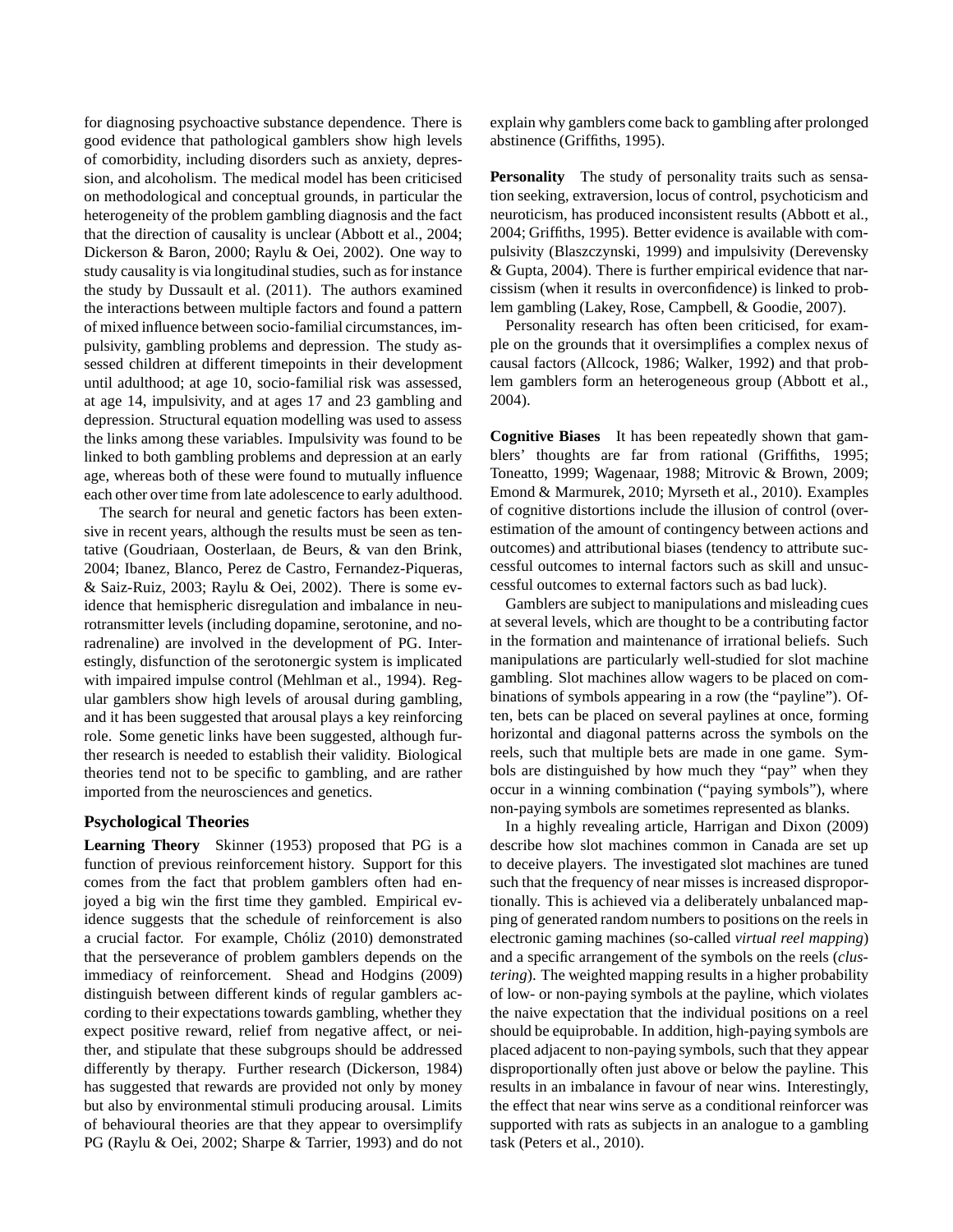for diagnosing psychoactive substance dependence. There is good evidence that pathological gamblers show high levels of comorbidity, including disorders such as anxiety, depression, and alcoholism. The medical model has been criticised on methodological and conceptual grounds, in particular the heterogeneity of the problem gambling diagnosis and the fact that the direction of causality is unclear (Abbott et al., 2004; Dickerson & Baron, 2000; Raylu & Oei, 2002). One way to study causality is via longitudinal studies, such as for instance the study by Dussault et al. (2011). The authors examined the interactions between multiple factors and found a pattern of mixed influence between socio-familial circumstances, impulsivity, gambling problems and depression. The study assessed children at different timepoints in their development until adulthood; at age 10, socio-familial risk was assessed, at age 14, impulsivity, and at ages 17 and 23 gambling and depression. Structural equation modelling was used to assess the links among these variables. Impulsivity was found to be linked to both gambling problems and depression at an early age, whereas both of these were found to mutually influence each other over time from late adolescence to early adulthood.

The search for neural and genetic factors has been extensive in recent years, although the results must be seen as tentative (Goudriaan, Oosterlaan, de Beurs, & van den Brink, 2004; Ibanez, Blanco, Perez de Castro, Fernandez-Piqueras, & Saiz-Ruiz, 2003; Raylu & Oei, 2002). There is some evidence that hemispheric disregulation and imbalance in neurotransmitter levels (including dopamine, serotonine, and noradrenaline) are involved in the development of PG. Interestingly, disfunction of the serotonergic system is implicated with impaired impulse control (Mehlman et al., 1994). Regular gamblers show high levels of arousal during gambling, and it has been suggested that arousal plays a key reinforcing role. Some genetic links have been suggested, although further research is needed to establish their validity. Biological theories tend not to be specific to gambling, and are rather imported from the neurosciences and genetics.

### Psychological Theories

**Learning Theory** Skinner (1953) proposed that PG is a function of previous reinforcement history. Support for this comes from the fact that problem gamblers often had enjoyed a big win the first time they gambled. Empirical evidence suggests that the schedule of reinforcement is also a crucial factor. For example, Chóliz (2010) demonstrated that the perseverance of problem gamblers depends on the immediacy of reinforcement. Shead and Hodgins (2009) distinguish between different kinds of regular gamblers according to their expectations towards gambling, whether they expect positive reward, relief from negative affect, or neither, and stipulate that these subgroups should be addressed differently by therapy. Further research (Dickerson, 1984) has suggested that rewards are provided not only by money but also by environmental stimuli producing arousal. Limits of behavioural theories are that they appear to oversimplify PG (Raylu & Oei, 2002; Sharpe & Tarrier, 1993) and do not explain why gamblers come back to gambling after prolonged abstinence (Griffiths, 1995).

**Personality** The study of personality traits such as sensation seeking, extraversion, locus of control, psychoticism and neuroticism, has produced inconsistent results (Abbott et al., 2004; Griffiths, 1995). Better evidence is available with compulsivity (Blaszczynski, 1999) and impulsivity (Derevensky & Gupta, 2004). There is further empirical evidence that narcissism (when it results in overconfidence) is linked to problem gambling (Lakey, Rose, Campbell, & Goodie, 2007).

Personality research has often been criticised, for example on the grounds that it oversimplifies a complex nexus of causal factors (Allcock, 1986; Walker, 1992) and that problem gamblers form an heterogeneous group (Abbott et al., 2004).

**Cognitive Biases** It has been repeatedly shown that gamblers' thoughts are far from rational (Griffiths, 1995; Toneatto, 1999; Wagenaar, 1988; Mitrovic & Brown, 2009; Emond & Marmurek, 2010; Myrseth et al., 2010). Examples of cognitive distortions include the illusion of control (overestimation of the amount of contingency between actions and outcomes) and attributional biases (tendency to attribute successful outcomes to internal factors such as skill and unsuccessful outcomes to external factors such as bad luck).

Gamblers are subject to manipulations and misleading cues at several levels, which are thought to be a contributing factor in the formation and maintenance of irrational beliefs. Such manipulations are particularly well-studied for slot machine gambling. Slot machines allow wagers to be placed on combinations of symbols appearing in a row (the "payline"). Often, bets can be placed on several paylines at once, forming horizontal and diagonal patterns across the symbols on the reels, such that multiple bets are made in one game. Symbols are distinguished by how much they "pay" when they occur in a winning combination ("paying symbols"), where non-paying symbols are sometimes represented as blanks.

In a highly revealing article, Harrigan and Dixon (2009) describe how slot machines common in Canada are set up to deceive players. The investigated slot machines are tuned such that the frequency of near misses is increased disproportionally. This is achieved via a deliberately unbalanced mapping of generated random numbers to positions on the reels in electronic gaming machines (so-called *virtual reel mapping*) and a specific arrangement of the symbols on the reels (*clustering*). The weighted mapping results in a higher probability of low- or non-paying symbols at the payline, which violates the naive expectation that the individual positions on a reel should be equiprobable. In addition, high-paying symbols are placed adjacent to non-paying symbols, such that they appear disproportionally often just above or below the payline. This results in an imbalance in favour of near wins. Interestingly, the effect that near wins serve as a conditional reinforcer was supported with rats as subjects in an analogue to a gambling task (Peters et al., 2010).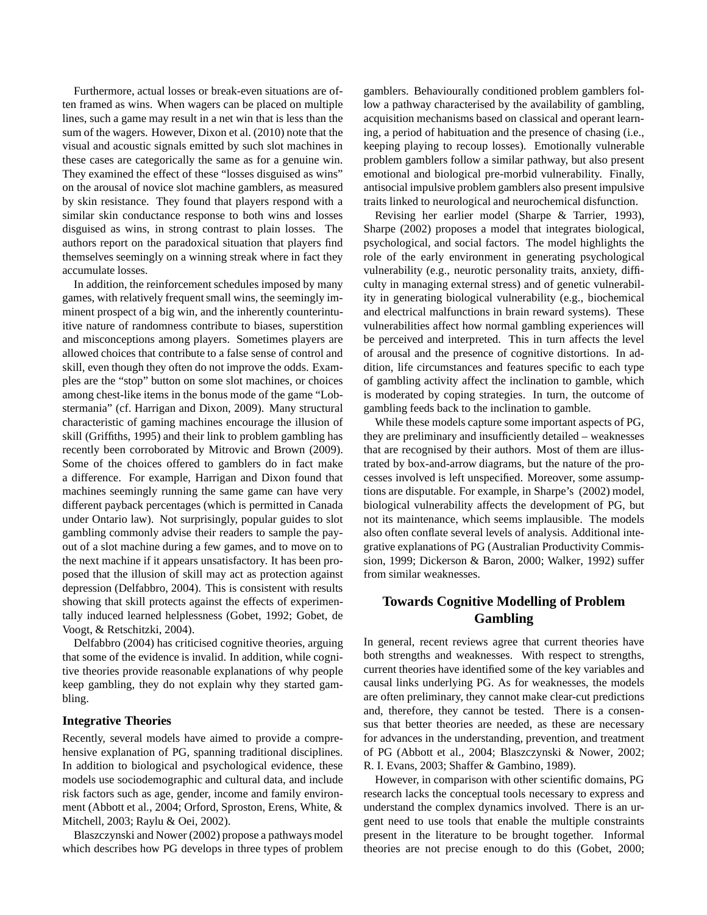Furthermore, actual losses or break-even situations are often framed as wins. When wagers can be placed on multiple lines, such a game may result in a net win that is less than the sum of the wagers. However, Dixon et al. (2010) note that the visual and acoustic signals emitted by such slot machines in these cases are categorically the same as for a genuine win. They examined the effect of these "losses disguised as wins" on the arousal of novice slot machine gamblers, as measured by skin resistance. They found that players respond with a similar skin conductance response to both wins and losses disguised as wins, in strong contrast to plain losses. The authors report on the paradoxical situation that players find themselves seemingly on a winning streak where in fact they accumulate losses.

In addition, the reinforcement schedules imposed by many games, with relatively frequent small wins, the seemingly imminent prospect of a big win, and the inherently counterintuitive nature of randomness contribute to biases, superstition and misconceptions among players. Sometimes players are allowed choices that contribute to a false sense of control and skill, even though they often do not improve the odds. Examples are the "stop" button on some slot machines, or choices among chest-like items in the bonus mode of the game "Lobstermania" (cf. Harrigan and Dixon, 2009). Many structural characteristic of gaming machines encourage the illusion of skill (Griffiths, 1995) and their link to problem gambling has recently been corroborated by Mitrovic and Brown (2009). Some of the choices offered to gamblers do in fact make a difference. For example, Harrigan and Dixon found that machines seemingly running the same game can have very different payback percentages (which is permitted in Canada under Ontario law). Not surprisingly, popular guides to slot gambling commonly advise their readers to sample the payout of a slot machine during a few games, and to move on to the next machine if it appears unsatisfactory. It has been proposed that the illusion of skill may act as protection against depression (Delfabbro, 2004). This is consistent with results showing that skill protects against the effects of experimentally induced learned helplessness (Gobet, 1992; Gobet, de Voogt, & Retschitzki, 2004).

Delfabbro (2004) has criticised cognitive theories, arguing that some of the evidence is invalid. In addition, while cognitive theories provide reasonable explanations of why people keep gambling, they do not explain why they started gambling.

### Integrative Theories

Recently, several models have aimed to provide a comprehensive explanation of PG, spanning traditional disciplines. In addition to biological and psychological evidence, these models use sociodemographic and cultural data, and include risk factors such as age, gender, income and family environment (Abbott et al., 2004; Orford, Sproston, Erens, White, & Mitchell, 2003; Raylu & Oei, 2002).

Blaszczynski and Nower (2002) propose a pathways model which describes how PG develops in three types of problem gamblers. Behaviourally conditioned problem gamblers follow a pathway characterised by the availability of gambling, acquisition mechanisms based on classical and operant learning, a period of habituation and the presence of chasing (i.e., keeping playing to recoup losses). Emotionally vulnerable problem gamblers follow a similar pathway, but also present emotional and biological pre-morbid vulnerability. Finally, antisocial impulsive problem gamblers also present impulsive traits linked to neurological and neurochemical disfunction.

Revising her earlier model (Sharpe & Tarrier, 1993), Sharpe (2002) proposes a model that integrates biological, psychological, and social factors. The model highlights the role of the early environment in generating psychological vulnerability (e.g., neurotic personality traits, anxiety, difficulty in managing external stress) and of genetic vulnerability in generating biological vulnerability (e.g., biochemical and electrical malfunctions in brain reward systems). These vulnerabilities affect how normal gambling experiences will be perceived and interpreted. This in turn affects the level of arousal and the presence of cognitive distortions. In addition, life circumstances and features specific to each type of gambling activity affect the inclination to gamble, which is moderated by coping strategies. In turn, the outcome of gambling feeds back to the inclination to gamble.

While these models capture some important aspects of PG, they are preliminary and insufficiently detailed – weaknesses that are recognised by their authors. Most of them are illustrated by box-and-arrow diagrams, but the nature of the processes involved is left unspecified. Moreover, some assumptions are disputable. For example, in Sharpe's (2002) model, biological vulnerability affects the development of PG, but not its maintenance, which seems implausible. The models also often conflate several levels of analysis. Additional integrative explanations of PG (Australian Productivity Commission, 1999; Dickerson & Baron, 2000; Walker, 1992) suffer from similar weaknesses.

## Towards Cognitive Modelling of Problem Gambling

In general, recent reviews agree that current theories have both strengths and weaknesses. With respect to strengths, current theories have identified some of the key variables and causal links underlying PG. As for weaknesses, the models are often preliminary, they cannot make clear-cut predictions and, therefore, they cannot be tested. There is a consensus that better theories are needed, as these are necessary for advances in the understanding, prevention, and treatment of PG (Abbott et al., 2004; Blaszczynski & Nower, 2002; R. I. Evans, 2003; Shaffer & Gambino, 1989).

However, in comparison with other scientific domains, PG research lacks the conceptual tools necessary to express and understand the complex dynamics involved. There is an urgent need to use tools that enable the multiple constraints present in the literature to be brought together. Informal theories are not precise enough to do this (Gobet, 2000;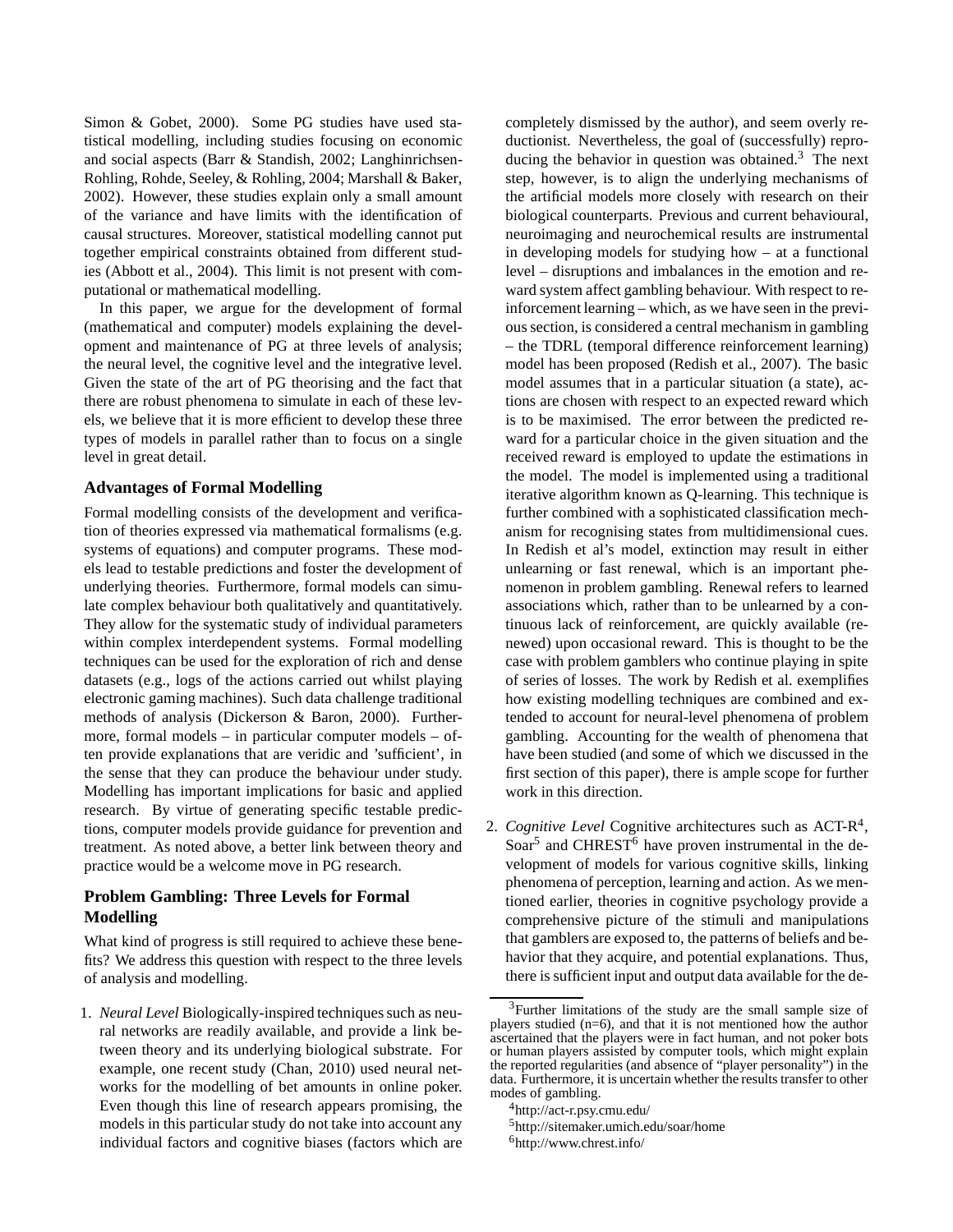Simon & Gobet, 2000). Some PG studies have used statistical modelling, including studies focusing on economic and social aspects (Barr & Standish, 2002; Langhinrichsen-Rohling, Rohde, Seeley, & Rohling, 2004; Marshall & Baker, 2002). However, these studies explain only a small amount of the variance and have limits with the identification of causal structures. Moreover, statistical modelling cannot put together empirical constraints obtained from different studies (Abbott et al., 2004). This limit is not present with computational or mathematical modelling.

In this paper, we argue for the development of formal (mathematical and computer) models explaining the development and maintenance of PG at three levels of analysis; the neural level, the cognitive level and the integrative level. Given the state of the art of PG theorising and the fact that there are robust phenomena to simulate in each of these levels, we believe that it is more efficient to develop these three types of models in parallel rather than to focus on a single level in great detail.

## Advantages of Formal Modelling

Formal modelling consists of the development and verification of theories expressed via mathematical formalisms (e.g. systems of equations) and computer programs. These models lead to testable predictions and foster the development of underlying theories. Furthermore, formal models can simulate complex behaviour both qualitatively and quantitatively. They allow for the systematic study of individual parameters within complex interdependent systems. Formal modelling techniques can be used for the exploration of rich and dense datasets (e.g., logs of the actions carried out whilst playing electronic gaming machines). Such data challenge traditional methods of analysis (Dickerson & Baron, 2000). Furthermore, formal models – in particular computer models – often provide explanations that are veridic and 'sufficient', in the sense that they can produce the behaviour under study. Modelling has important implications for basic and applied research. By virtue of generating specific testable predictions, computer models provide guidance for prevention and treatment. As noted above, a better link between theory and practice would be a welcome move in PG research.

## Problem Gambling: Three Levels for Formal Modelling

What kind of progress is still required to achieve these benefits? We address this question with respect to the three levels of analysis and modelling.

1. *Neural Level* Biologically-inspired techniques such as neural networks are readily available, and provide a link between theory and its underlying biological substrate. For example, one recent study (Chan, 2010) used neural networks for the modelling of bet amounts in online poker. Even though this line of research appears promising, the models in this particular study do not take into account any individual factors and cognitive biases (factors which are completely dismissed by the author), and seem overly reductionist. Nevertheless, the goal of (successfully) reproducing the behavior in question was obtained.[3] The next step, however, is to align the underlying mechanisms of the artificial models more closely with research on their biological counterparts. Previous and current behavioural, neuroimaging and neurochemical results are instrumental in developing models for studying how – at a functional level – disruptions and imbalances in the emotion and reward system affect gambling behaviour. With respect to reinforcement learning – which, as we have seen in the previous section, is considered a central mechanism in gambling – the TDRL (temporal difference reinforcement learning) model has been proposed (Redish et al., 2007). The basic model assumes that in a particular situation (a state), actions are chosen with respect to an expected reward which is to be maximised. The error between the predicted reward for a particular choice in the given situation and the received reward is employed to update the estimations in the model. The model is implemented using a traditional iterative algorithm known as Q-learning. This technique is further combined with a sophisticated classification mechanism for recognising states from multidimensional cues. In Redish et al's model, extinction may result in either unlearning or fast renewal, which is an important phenomenon in problem gambling. Renewal refers to learned associations which, rather than to be unlearned by a continuous lack of reinforcement, are quickly available (renewed) upon occasional reward. This is thought to be the case with problem gamblers who continue playing in spite of series of losses. The work by Redish et al. exemplifies how existing modelling techniques are combined and extended to account for neural-level phenomena of problem gambling. Accounting for the wealth of phenomena that have been studied (and some of which we discussed in the first section of this paper), there is ample scope for further work in this direction.

2. *Cognitive Level* Cognitive architectures such as ACT-R[4], Soar[5] and CHREST[6] have proven instrumental in the development of models for various cognitive skills, linking phenomena of perception, learning and action. As we mentioned earlier, theories in cognitive psychology provide a comprehensive picture of the stimuli and manipulations that gamblers are exposed to, the patterns of beliefs and behavior that they acquire, and potential explanations. Thus, there is sufficient input and output data available for the de-

---

[3] Further limitations of the study are the small sample size of players studied (n=6), and that it is not mentioned how the author ascertained that the players were in fact human, and not poker bots or human players assisted by computer tools, which might explain the reported regularities (and absence of "player personality") in the data. Furthermore, it is uncertain whether the results transfer to other modes of gambling.

[4] http://act-r.psy.cmu.edu/

[5] http://sitemaker.umich.edu/soar/home

[6] http://www.chrest.info/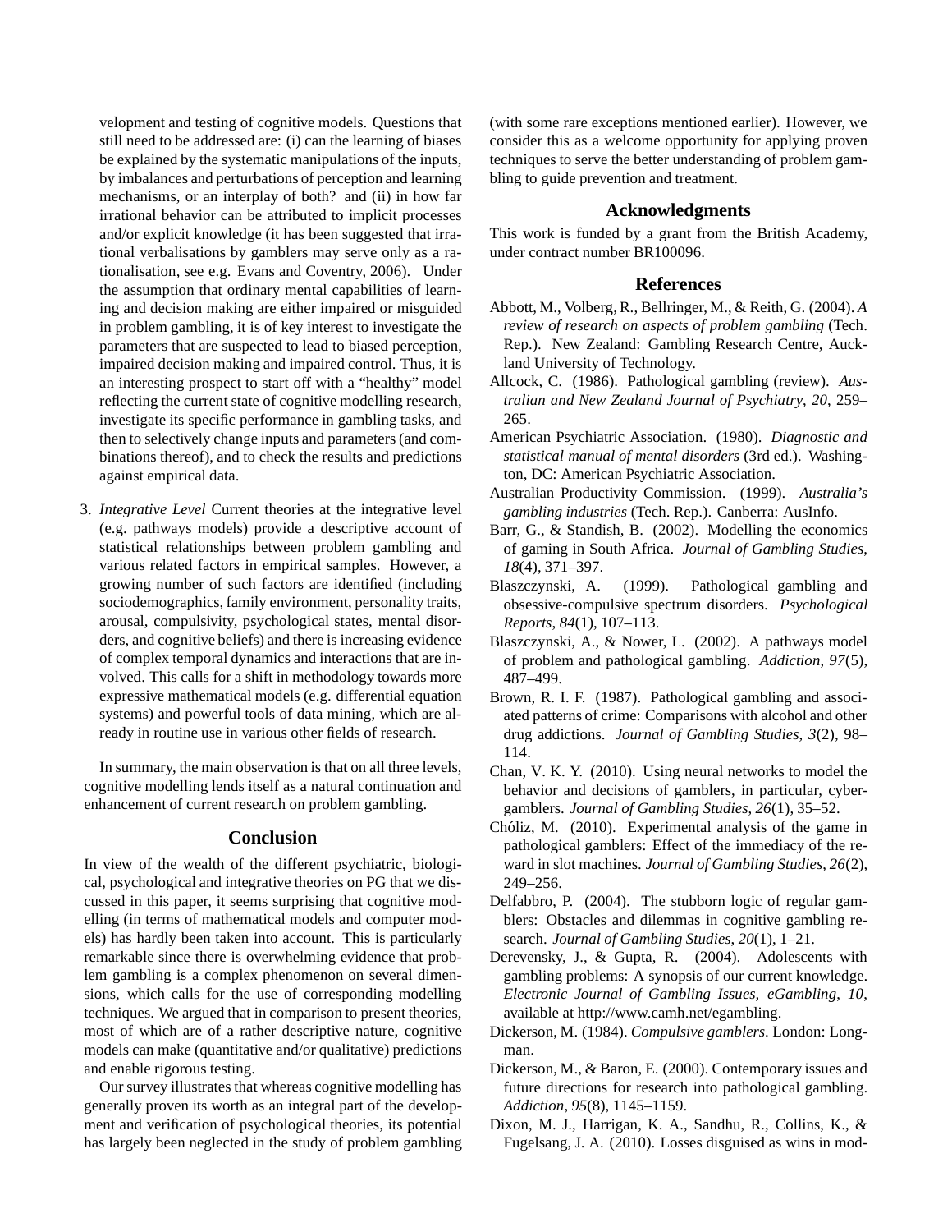velopment and testing of cognitive models. Questions that still need to be addressed are: (i) can the learning of biases be explained by the systematic manipulations of the inputs, by imbalances and perturbations of perception and learning mechanisms, or an interplay of both? and (ii) in how far irrational behavior can be attributed to implicit processes and/or explicit knowledge (it has been suggested that irrational verbalisations by gamblers may serve only as a rationalisation, see e.g. Evans and Coventry, 2006). Under the assumption that ordinary mental capabilities of learning and decision making are either impaired or misguided in problem gambling, it is of key interest to investigate the parameters that are suspected to lead to biased perception, impaired decision making and impaired control. Thus, it is an interesting prospect to start off with a "healthy" model reflecting the current state of cognitive modelling research, investigate its specific performance in gambling tasks, and then to selectively change inputs and parameters (and combinations thereof), and to check the results and predictions against empirical data.

3. *Integrative Level* Current theories at the integrative level (e.g. pathways models) provide a descriptive account of statistical relationships between problem gambling and various related factors in empirical samples. However, a growing number of such factors are identified (including sociodemographics, family environment, personality traits, arousal, compulsivity, psychological states, mental disorders, and cognitive beliefs) and there is increasing evidence of complex temporal dynamics and interactions that are involved. This calls for a shift in methodology towards more expressive mathematical models (e.g. differential equation systems) and powerful tools of data mining, which are already in routine use in various other fields of research.

In summary, the main observation is that on all three levels, cognitive modelling lends itself as a natural continuation and enhancement of current research on problem gambling.

## Conclusion

In view of the wealth of the different psychiatric, biological, psychological and integrative theories on PG that we discussed in this paper, it seems surprising that cognitive modelling (in terms of mathematical models and computer models) has hardly been taken into account. This is particularly remarkable since there is overwhelming evidence that problem gambling is a complex phenomenon on several dimensions, which calls for the use of corresponding modelling techniques. We argued that in comparison to present theories, most of which are of a rather descriptive nature, cognitive models can make (quantitative and/or qualitative) predictions and enable rigorous testing.

Our survey illustrates that whereas cognitive modelling has generally proven its worth as an integral part of the development and verification of psychological theories, its potential has largely been neglected in the study of problem gambling (with some rare exceptions mentioned earlier). However, we consider this as a welcome opportunity for applying proven techniques to serve the better understanding of problem gambling to guide prevention and treatment.

## Acknowledgments

This work is funded by a grant from the British Academy, under contract number BR100096.

## References

Abbott, M., Volberg, R., Bellringer, M., & Reith, G. (2004). *A review of research on aspects of problem gambling* (Tech. Rep.). New Zealand: Gambling Research Centre, Auckland University of Technology.

Allcock, C. (1986). Pathological gambling (review). *Australian and New Zealand Journal of Psychiatry*, *20*, 259–265.

American Psychiatric Association. (1980). *Diagnostic and statistical manual of mental disorders* (3rd ed.). Washington, DC: American Psychiatric Association.

Australian Productivity Commission. (1999). *Australia's gambling industries* (Tech. Rep.). Canberra: AusInfo.

Barr, G., & Standish, B. (2002). Modelling the economics of gaming in South Africa. *Journal of Gambling Studies*, *18*(4), 371–397.

Blaszczynski, A. (1999). Pathological gambling and obsessive-compulsive spectrum disorders. *Psychological Reports*, *84*(1), 107–113.

Blaszczynski, A., & Nower, L. (2002). A pathways model of problem and pathological gambling. *Addiction*, *97*(5), 487–499.

Brown, R. I. F. (1987). Pathological gambling and associated patterns of crime: Comparisons with alcohol and other drug addictions. *Journal of Gambling Studies*, *3*(2), 98–114.

Chan, V. K. Y. (2010). Using neural networks to model the behavior and decisions of gamblers, in particular, cyber-gamblers. *Journal of Gambling Studies*, *26*(1), 35–52.

Chóliz, M. (2010). Experimental analysis of the game in pathological gamblers: Effect of the immediacy of the reward in slot machines. *Journal of Gambling Studies*, *26*(2), 249–256.

Delfabbro, P. (2004). The stubborn logic of regular gamblers: Obstacles and dilemmas in cognitive gambling research. *Journal of Gambling Studies*, *20*(1), 1–21.

Derevensky, J., & Gupta, R. (2004). Adolescents with gambling problems: A synopsis of our current knowledge. *Electronic Journal of Gambling Issues, eGambling*, *10*, available at http://www.camh.net/egambling.

Dickerson, M. (1984). *Compulsive gamblers*. London: Longman.

Dickerson, M., & Baron, E. (2000). Contemporary issues and future directions for research into pathological gambling. *Addiction*, *95*(8), 1145–1159.

Dixon, M. J., Harrigan, K. A., Sandhu, R., Collins, K., & Fugelsang, J. A. (2010). Losses disguised as wins in mod-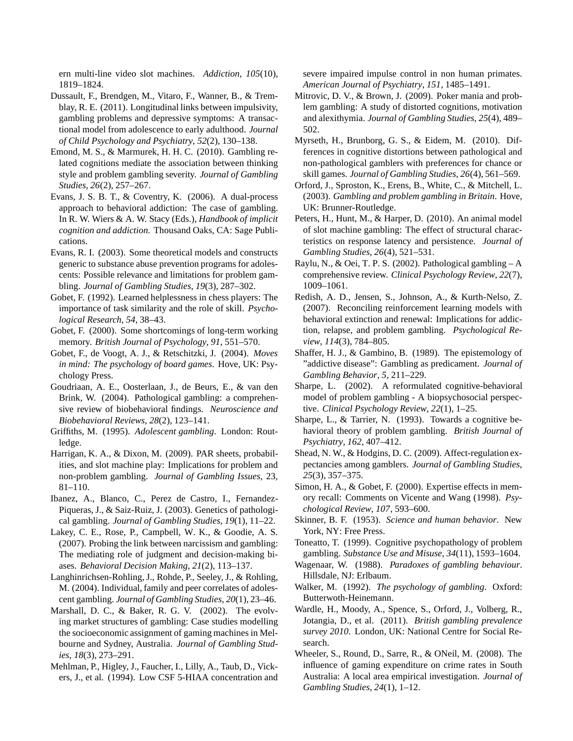ern multi-line video slot machines. *Addiction*, *105*(10), 1819–1824.

Dussault, F., Brendgen, M., Vitaro, F., Wanner, B., & Tremblay, R. E. (2011). Longitudinal links between impulsivity, gambling problems and depressive symptoms: A transactional model from adolescence to early adulthood. *Journal of Child Psychology and Psychiatry*, *52*(2), 130–138.

Emond, M. S., & Marmurek, H. H. C. (2010). Gambling related cognitions mediate the association between thinking style and problem gambling severity. *Journal of Gambling Studies*, *26*(2), 257–267.

Evans, J. S. B. T., & Coventry, K. (2006). A dual-process approach to behavioral addiction: The case of gambling. In R. W. Wiers & A. W. Stacy (Eds.), *Handbook of implicit cognition and addiction.* Thousand Oaks, CA: Sage Publications.

Evans, R. I. (2003). Some theoretical models and constructs generic to substance abuse prevention programs for adolescents: Possible relevance and limitations for problem gambling. *Journal of Gambling Studies*, *19*(3), 287–302.

Gobet, F. (1992). Learned helplessness in chess players: The importance of task similarity and the role of skill. *Psychological Research*, *54*, 38–43.

Gobet, F. (2000). Some shortcomings of long-term working memory. *British Journal of Psychology*, *91*, 551–570.

Gobet, F., de Voogt, A. J., & Retschitzki, J. (2004). *Moves in mind: The psychology of board games*. Hove, UK: Psychology Press.

Goudriaan, A. E., Oosterlaan, J., de Beurs, E., & van den Brink, W. (2004). Pathological gambling: a comprehensive review of biobehavioral findings. *Neuroscience and Biobehavioral Reviews*, *28*(2), 123–141.

Griffiths, M. (1995). *Adolescent gambling*. London: Routledge.

Harrigan, K. A., & Dixon, M. (2009). PAR sheets, probabilities, and slot machine play: Implications for problem and non-problem gambling. *Journal of Gambling Issues*, 23, 81–110.

Ibanez, A., Blanco, C., Perez de Castro, I., Fernandez-Piqueras, J., & Saiz-Ruiz, J. (2003). Genetics of pathological gambling. *Journal of Gambling Studies*, *19*(1), 11–22.

Lakey, C. E., Rose, P., Campbell, W. K., & Goodie, A. S. (2007). Probing the link between narcissism and gambling: The mediating role of judgment and decision-making biases. *Behavioral Decision Making*, *21*(2), 113–137.

Langhinrichsen-Rohling, J., Rohde, P., Seeley, J., & Rohling, M. (2004). Individual, family and peer correlates of adolescent gambling. *Journal of Gambling Studies*, *20*(1), 23–46.

Marshall, D. C., & Baker, R. G. V. (2002). The evolving market structures of gambling: Case studies modelling the socioeconomic assignment of gaming machines in Melbourne and Sydney, Australia. *Journal of Gambling Studies*, *18*(3), 273–291.

Mehlman, P., Higley, J., Faucher, I., Lilly, A., Taub, D., Vickers, J., et al. (1994). Low CSF 5-HIAA concentration and severe impaired impulse control in non human primates. *American Journal of Psychiatry*, *151*, 1485–1491.

Mitrovic, D. V., & Brown, J. (2009). Poker mania and problem gambling: A study of distorted cognitions, motivation and alexithymia. *Journal of Gambling Studies*, *25*(4), 489–502.

Myrseth, H., Brunborg, G. S., & Eidem, M. (2010). Differences in cognitive distortions between pathological and non-pathological gamblers with preferences for chance or skill games. *Journal of Gambling Studies*, *26*(4), 561–569.

Orford, J., Sproston, K., Erens, B., White, C., & Mitchell, L. (2003). *Gambling and problem gambling in Britain*. Hove, UK: Brunner-Routledge.

Peters, H., Hunt, M., & Harper, D. (2010). An animal model of slot machine gambling: The effect of structural characteristics on response latency and persistence. *Journal of Gambling Studies*, *26*(4), 521–531.

Raylu, N., & Oei, T. P. S. (2002). Pathological gambling – A comprehensive review. *Clinical Psychology Review*, *22*(7), 1009–1061.

Redish, A. D., Jensen, S., Johnson, A., & Kurth-Nelso, Z. (2007). Reconciling reinforcement learning models with behavioral extinction and renewal: Implications for addiction, relapse, and problem gambling. *Psychological Review*, *114*(3), 784–805.

Shaffer, H. J., & Gambino, B. (1989). The epistemology of "addictive disease": Gambling as predicament. *Journal of Gambling Behavior*, *5*, 211–229.

Sharpe, L. (2002). A reformulated cognitive-behavioral model of problem gambling - A biopsychosocial perspective. *Clinical Psychology Review*, *22*(1), 1–25.

Sharpe, L., & Tarrier, N. (1993). Towards a cognitive behavioral theory of problem gambling. *British Journal of Psychiatry*, *162*, 407–412.

Shead, N. W., & Hodgins, D. C. (2009). Affect-regulation expectancies among gamblers. *Journal of Gambling Studies*, *25*(3), 357–375.

Simon, H. A., & Gobet, F. (2000). Expertise effects in memory recall: Comments on Vicente and Wang (1998). *Psychological Review*, *107*, 593–600.

Skinner, B. F. (1953). *Science and human behavior*. New York, NY: Free Press.

Toneatto, T. (1999). Cognitive psychopathology of problem gambling. *Substance Use and Misuse*, *34*(11), 1593–1604.

Wagenaar, W. (1988). *Paradoxes of gambling behaviour*. Hillsdale, NJ: Erlbaum.

Walker, M. (1992). *The psychology of gambling*. Oxford: Butterwoth-Heinemann.

Wardle, H., Moody, A., Spence, S., Orford, J., Volberg, R., Jotangia, D., et al. (2011). *British gambling prevalence survey 2010*. London, UK: National Centre for Social Research.

Wheeler, S., Round, D., Sarre, R., & ONeil, M. (2008). The influence of gaming expenditure on crime rates in South Australia: A local area empirical investigation. *Journal of Gambling Studies*, *24*(1), 1–12.